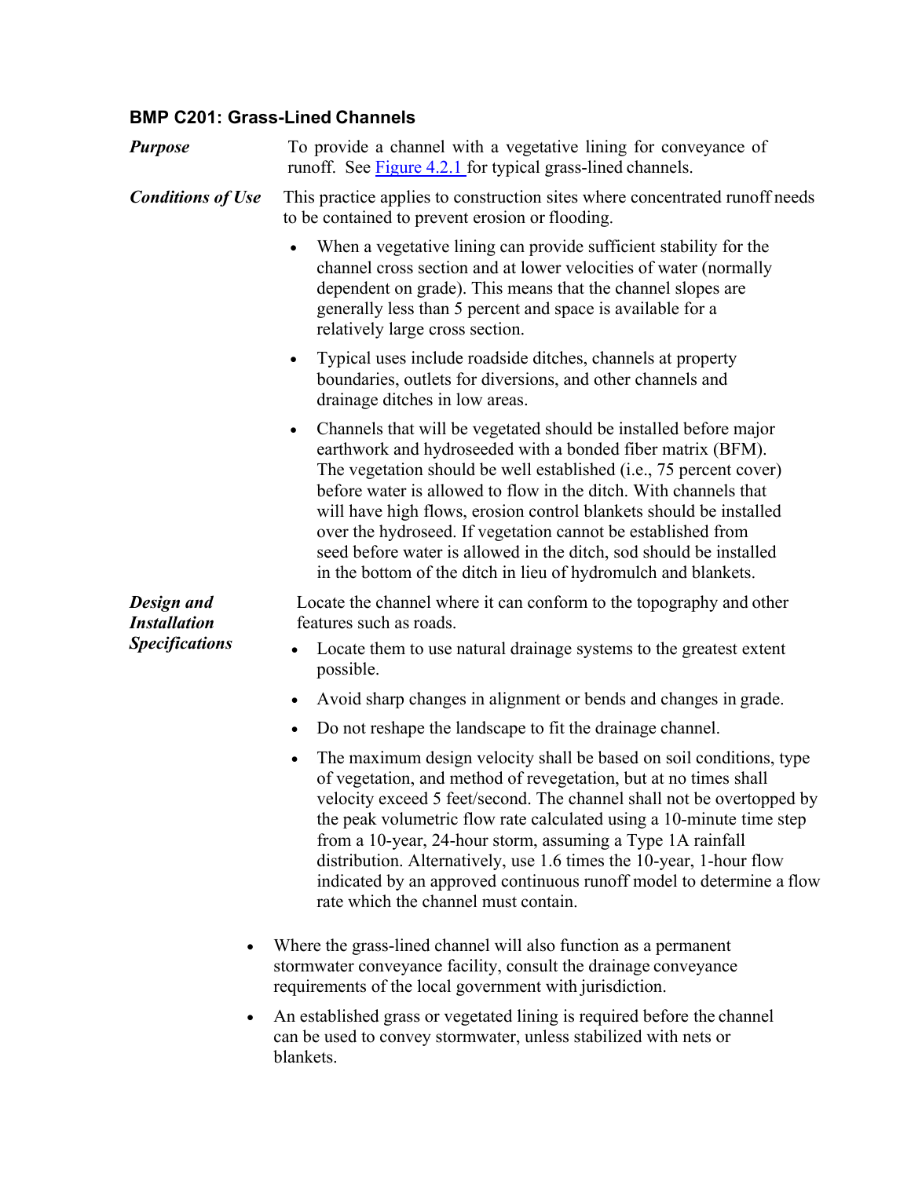## BMP C201: Grass-Lined Channels

***Purpose***

To provide a channel with a vegetative lining for conveyance of runoff. See Figure 4.2.1 for typical grass-lined channels.

***Conditions of Use***

This practice applies to construction sites where concentrated runoff needs to be contained to prevent erosion or flooding.

- When a vegetative lining can provide sufficient stability for the channel cross section and at lower velocities of water (normally dependent on grade). This means that the channel slopes are generally less than 5 percent and space is available for a relatively large cross section.
- Typical uses include roadside ditches, channels at property boundaries, outlets for diversions, and other channels and drainage ditches in low areas.
- Channels that will be vegetated should be installed before major earthwork and hydroseeded with a bonded fiber matrix (BFM). The vegetation should be well established (i.e., 75 percent cover) before water is allowed to flow in the ditch. With channels that will have high flows, erosion control blankets should be installed over the hydroseed. If vegetation cannot be established from seed before water is allowed in the ditch, sod should be installed in the bottom of the ditch in lieu of hydromulch and blankets.

***Design and Installation Specifications***

Locate the channel where it can conform to the topography and other features such as roads.

- Locate them to use natural drainage systems to the greatest extent possible.
- Avoid sharp changes in alignment or bends and changes in grade.
- Do not reshape the landscape to fit the drainage channel.
- The maximum design velocity shall be based on soil conditions, type of vegetation, and method of revegetation, but at no times shall velocity exceed 5 feet/second. The channel shall not be overtopped by the peak volumetric flow rate calculated using a 10-minute time step from a 10-year, 24-hour storm, assuming a Type 1A rainfall distribution. Alternatively, use 1.6 times the 10-year, 1-hour flow indicated by an approved continuous runoff model to determine a flow rate which the channel must contain.
- Where the grass-lined channel will also function as a permanent stormwater conveyance facility, consult the drainage conveyance requirements of the local government with jurisdiction.
- An established grass or vegetated lining is required before the channel can be used to convey stormwater, unless stabilized with nets or blankets.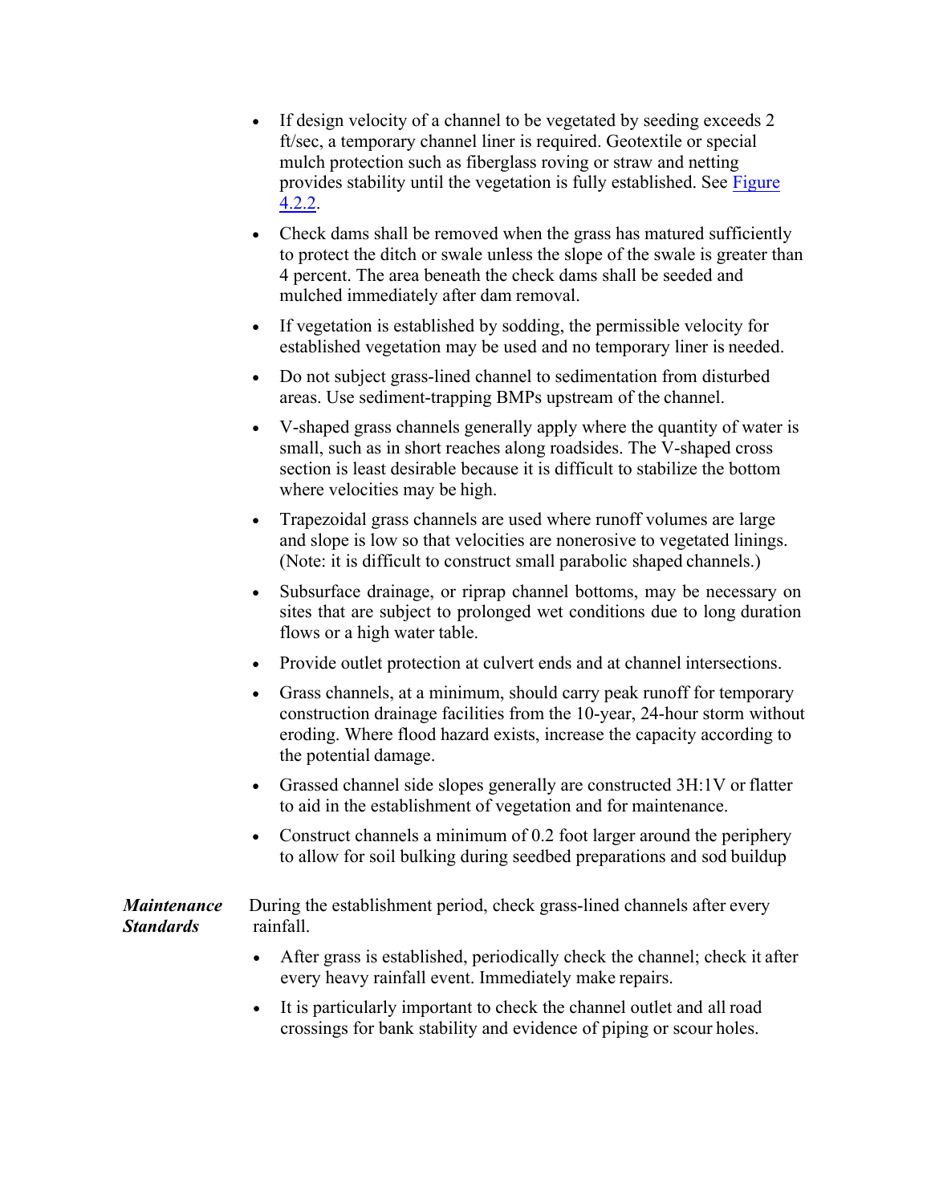- If design velocity of a channel to be vegetated by seeding exceeds 2 ft/sec, a temporary channel liner is required. Geotextile or special mulch protection such as fiberglass roving or straw and netting provides stability until the vegetation is fully established. See Figure 4.2.2.

- Check dams shall be removed when the grass has matured sufficiently to protect the ditch or swale unless the slope of the swale is greater than 4 percent. The area beneath the check dams shall be seeded and mulched immediately after dam removal.

- If vegetation is established by sodding, the permissible velocity for established vegetation may be used and no temporary liner is needed.

- Do not subject grass-lined channel to sedimentation from disturbed areas. Use sediment-trapping BMPs upstream of the channel.

- V-shaped grass channels generally apply where the quantity of water is small, such as in short reaches along roadsides. The V-shaped cross section is least desirable because it is difficult to stabilize the bottom where velocities may be high.

- Trapezoidal grass channels are used where runoff volumes are large and slope is low so that velocities are nonerosive to vegetated linings. (Note: it is difficult to construct small parabolic shaped channels.)

- Subsurface drainage, or riprap channel bottoms, may be necessary on sites that are subject to prolonged wet conditions due to long duration flows or a high water table.

- Provide outlet protection at culvert ends and at channel intersections.

- Grass channels, at a minimum, should carry peak runoff for temporary construction drainage facilities from the 10-year, 24-hour storm without eroding. Where flood hazard exists, increase the capacity according to the potential damage.

- Grassed channel side slopes generally are constructed 3H:1V or flatter to aid in the establishment of vegetation and for maintenance.

- Construct channels a minimum of 0.2 foot larger around the periphery to allow for soil bulking during seedbed preparations and sod buildup

***Maintenance Standards***

During the establishment period, check grass-lined channels after every rainfall.

- After grass is established, periodically check the channel; check it after every heavy rainfall event. Immediately make repairs.

- It is particularly important to check the channel outlet and all road crossings for bank stability and evidence of piping or scour holes.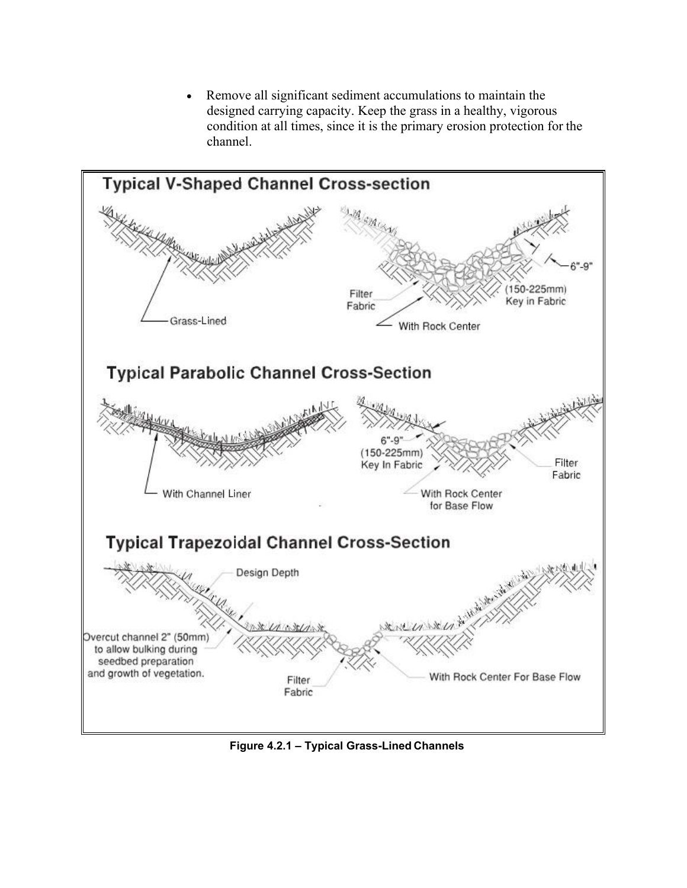- Remove all significant sediment accumulations to maintain the designed carrying capacity. Keep the grass in a healthy, vigorous condition at all times, since it is the primary erosion protection for the channel.

**Figure 4.2.1 – Typical Grass-Lined Channels**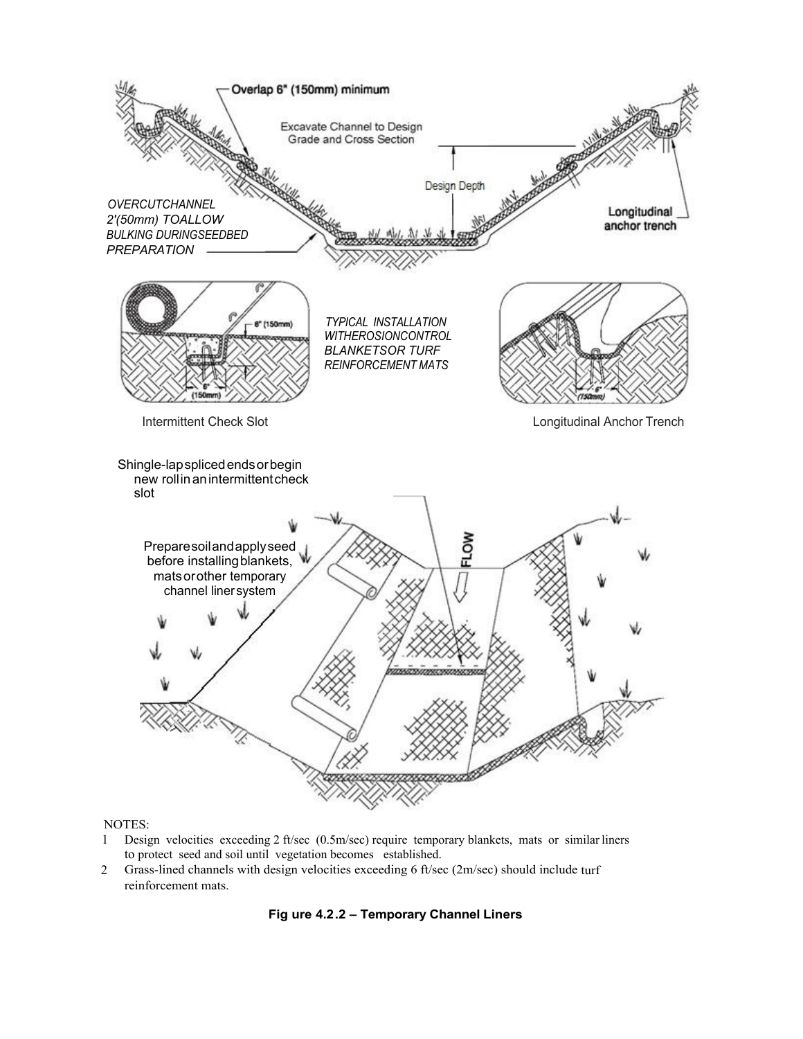Overlap 6" (150mm) minimum

Excavate Channel to Design Grade and Cross Section

Design Depth

*OVERCUTCHANNEL 2'(50mm) TOALLOW BULKING DURINGSEEDBED PREPARATION*

Longitudinal anchor trench

8" (150mm)

6" (150mm)

Intermittent Check Slot

*TYPICAL INSTALLATION WITHEROSIONCONTROL BLANKETSOR TURF REINFORCEMENT MATS*

6" (150mm)

Longitudinal Anchor Trench

Shingle-lapsplicedendsorbegin new rollinanintermittentcheck slot

Preparesoilandapplyseed before installingblankets, matsorother temporary channel linersystem

FLOW

NOTES:

1. Design velocities exceeding 2 ft/sec (0.5m/sec) require temporary blankets, mats or similar liners to protect seed and soil until vegetation becomes established.
2. Grass-lined channels with design velocities exceeding 6 ft/sec (2m/sec) should include turf reinforcement mats.

**Fig ure 4.2.2 – Temporary Channel Liners**